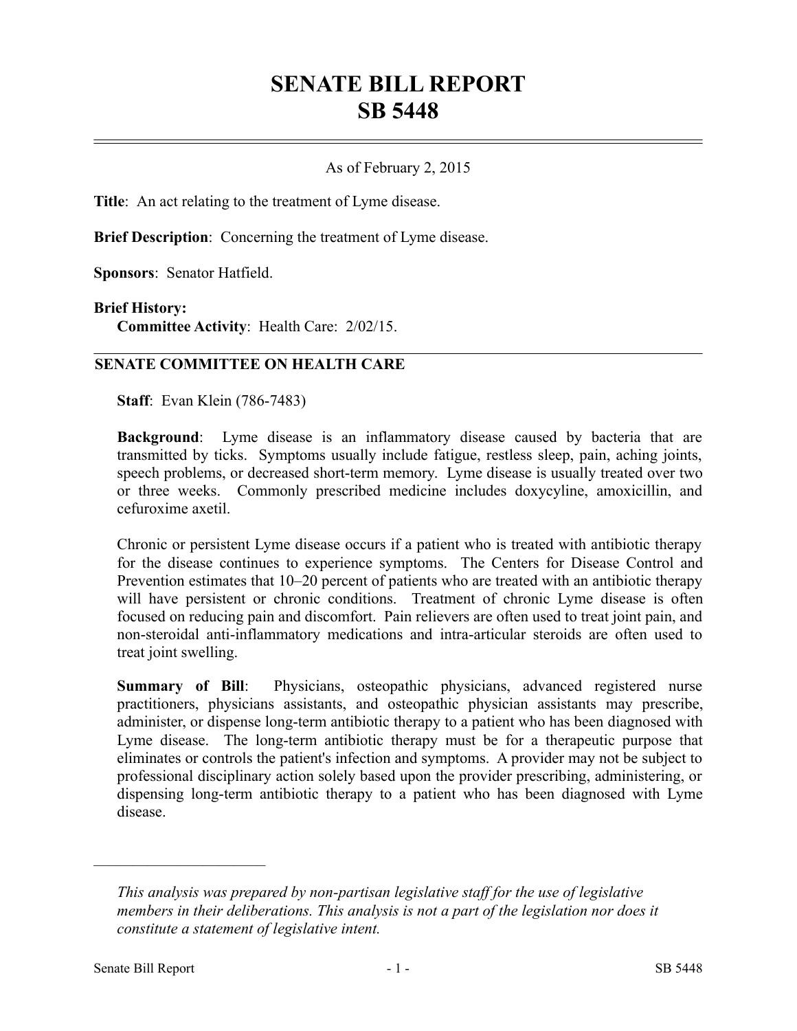# SENATE BILL REPORT
# SB 5448

As of February 2, 2015

**Title**: An act relating to the treatment of Lyme disease.

**Brief Description**: Concerning the treatment of Lyme disease.

**Sponsors**: Senator Hatfield.

**Brief History:**

**Committee Activity**: Health Care: 2/02/15.

## SENATE COMMITTEE ON HEALTH CARE

**Staff**: Evan Klein (786-7483)

**Background**: Lyme disease is an inflammatory disease caused by bacteria that are transmitted by ticks. Symptoms usually include fatigue, restless sleep, pain, aching joints, speech problems, or decreased short-term memory. Lyme disease is usually treated over two or three weeks. Commonly prescribed medicine includes doxycyline, amoxicillin, and cefuroxime axetil.

Chronic or persistent Lyme disease occurs if a patient who is treated with antibiotic therapy for the disease continues to experience symptoms. The Centers for Disease Control and Prevention estimates that 10–20 percent of patients who are treated with an antibiotic therapy will have persistent or chronic conditions. Treatment of chronic Lyme disease is often focused on reducing pain and discomfort. Pain relievers are often used to treat joint pain, and non-steroidal anti-inflammatory medications and intra-articular steroids are often used to treat joint swelling.

**Summary of Bill**: Physicians, osteopathic physicians, advanced registered nurse practitioners, physicians assistants, and osteopathic physician assistants may prescribe, administer, or dispense long-term antibiotic therapy to a patient who has been diagnosed with Lyme disease. The long-term antibiotic therapy must be for a therapeutic purpose that eliminates or controls the patient's infection and symptoms. A provider may not be subject to professional disciplinary action solely based upon the provider prescribing, administering, or dispensing long-term antibiotic therapy to a patient who has been diagnosed with Lyme disease.

---

*This analysis was prepared by non-partisan legislative staff for the use of legislative members in their deliberations. This analysis is not a part of the legislation nor does it constitute a statement of legislative intent.*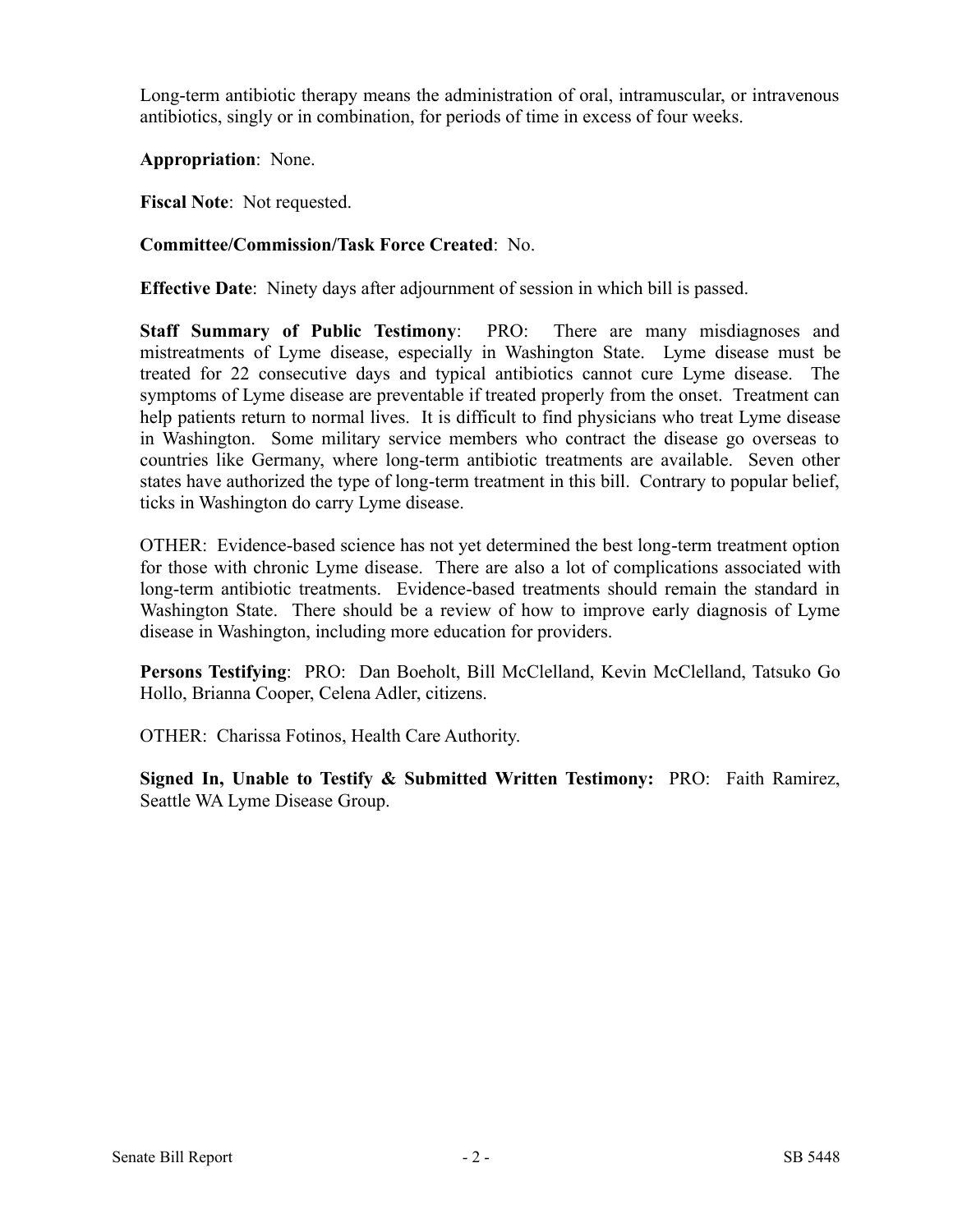Long-term antibiotic therapy means the administration of oral, intramuscular, or intravenous antibiotics, singly or in combination, for periods of time in excess of four weeks.

**Appropriation**: None.

**Fiscal Note**: Not requested.

**Committee/Commission/Task Force Created**: No.

**Effective Date**: Ninety days after adjournment of session in which bill is passed.

**Staff Summary of Public Testimony**: PRO: There are many misdiagnoses and mistreatments of Lyme disease, especially in Washington State. Lyme disease must be treated for 22 consecutive days and typical antibiotics cannot cure Lyme disease. The symptoms of Lyme disease are preventable if treated properly from the onset. Treatment can help patients return to normal lives. It is difficult to find physicians who treat Lyme disease in Washington. Some military service members who contract the disease go overseas to countries like Germany, where long-term antibiotic treatments are available. Seven other states have authorized the type of long-term treatment in this bill. Contrary to popular belief, ticks in Washington do carry Lyme disease.

OTHER: Evidence-based science has not yet determined the best long-term treatment option for those with chronic Lyme disease. There are also a lot of complications associated with long-term antibiotic treatments. Evidence-based treatments should remain the standard in Washington State. There should be a review of how to improve early diagnosis of Lyme disease in Washington, including more education for providers.

**Persons Testifying**: PRO: Dan Boeholt, Bill McClelland, Kevin McClelland, Tatsuko Go Hollo, Brianna Cooper, Celena Adler, citizens.

OTHER: Charissa Fotinos, Health Care Authority.

**Signed In, Unable to Testify & Submitted Written Testimony:** PRO: Faith Ramirez, Seattle WA Lyme Disease Group.